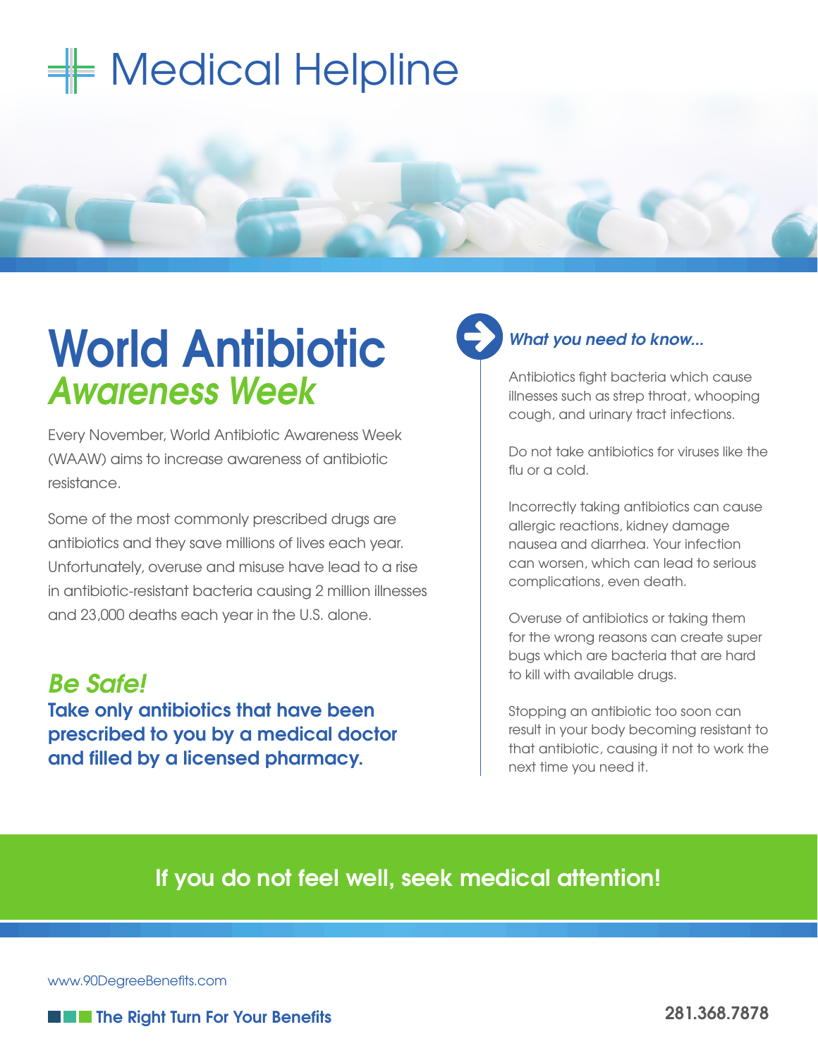# Medical Helpline

# World Antibiotic *Awareness Week*

Every November, World Antibiotic Awareness Week (WAAW) aims to increase awareness of antibiotic resistance.

Some of the most commonly prescribed drugs are antibiotics and they save millions of lives each year. Unfortunately, overuse and misuse have lead to a rise in antibiotic-resistant bacteria causing 2 million illnesses and 23,000 deaths each year in the U.S. alone.

## *Be Safe!*

**Take only antibiotics that have been prescribed to you by a medical doctor and filled by a licensed pharmacy.**

### *What you need to know...*

Antibiotics fight bacteria which cause illnesses such as strep throat, whooping cough, and urinary tract infections.

Do not take antibiotics for viruses like the flu or a cold.

Incorrectly taking antibiotics can cause allergic reactions, kidney damage nausea and diarrhea. Your infection can worsen, which can lead to serious complications, even death.

Overuse of antibiotics or taking them for the wrong reasons can create super bugs which are bacteria that are hard to kill with available drugs.

Stopping an antibiotic too soon can result in your body becoming resistant to that antibiotic, causing it not to work the next time you need it.

**If you do not feel well, seek medical attention!**

www.90DegreeBenefits.com

**The Right Turn For Your Benefits**

**281.368.7878**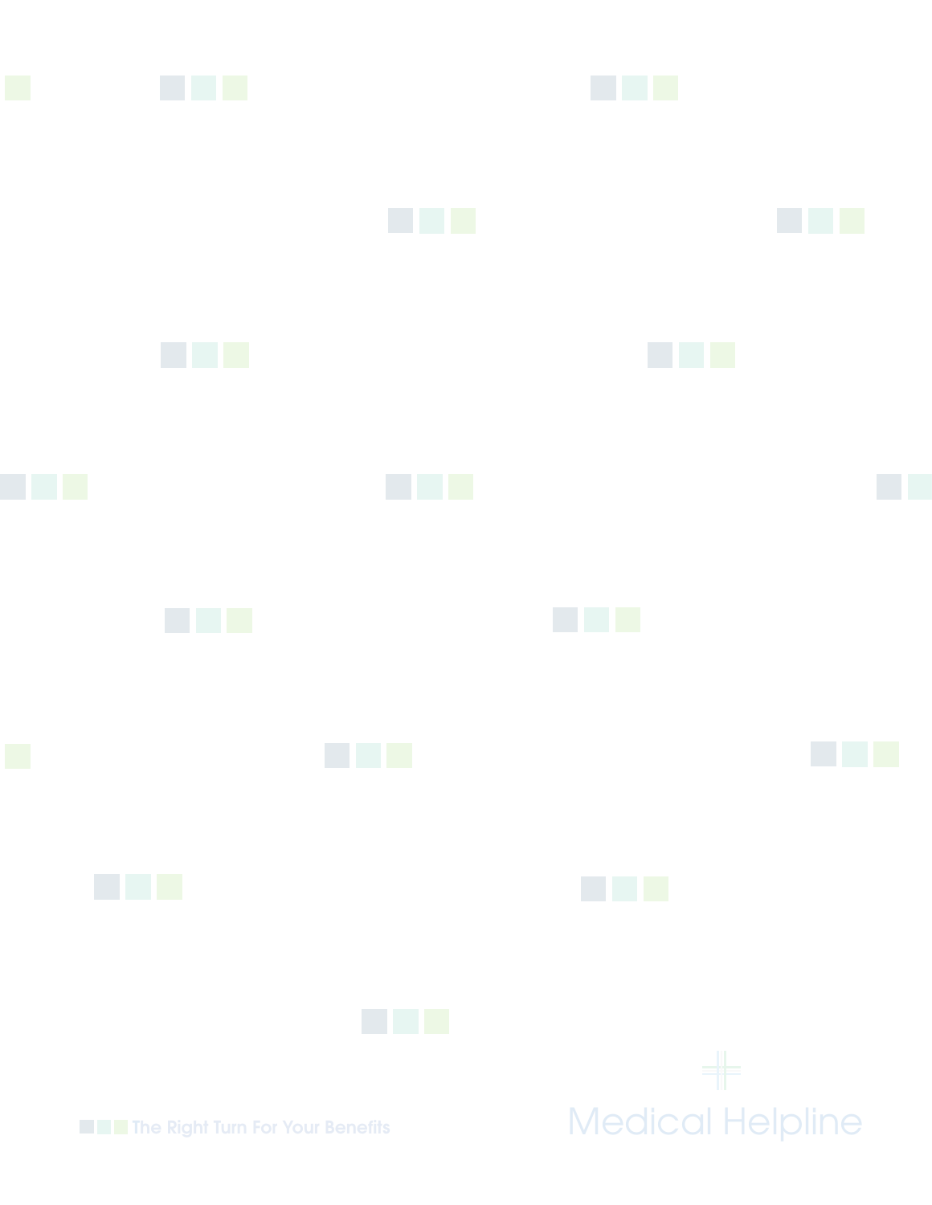The Right Turn For Your Benefits

Medical Helpline